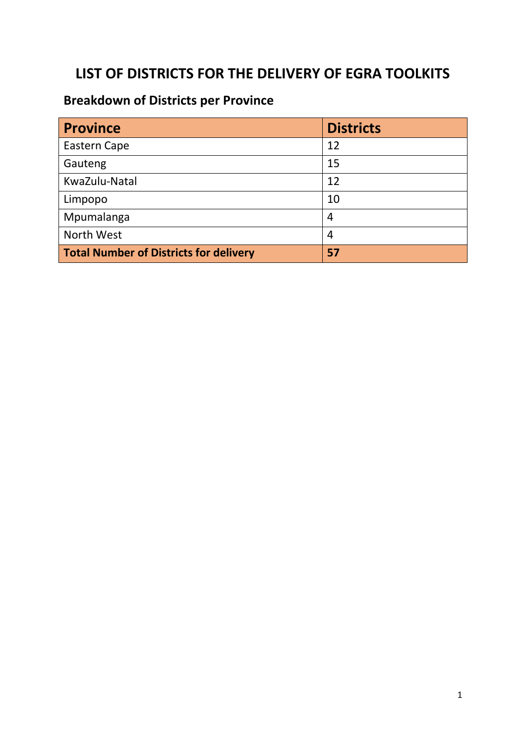# LIST OF DISTRICTS FOR THE DELIVERY OF EGRA TOOLKITS

## Breakdown of Districts per Province

| Province | Districts |
|---|---|
| Eastern Cape | 12 |
| Gauteng | 15 |
| KwaZulu-Natal | 12 |
| Limpopo | 10 |
| Mpumalanga | 4 |
| North West | 4 |
| **Total Number of Districts for delivery** | **57** |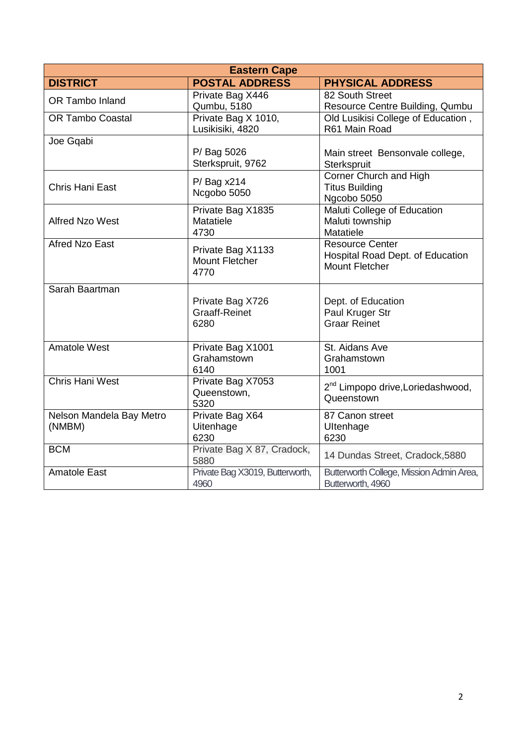| Eastern Cape | | |
|---|---|---|
| **DISTRICT** | **POSTAL ADDRESS** | **PHYSICAL ADDRESS** |
| OR Tambo Inland | Private Bag X446 Qumbu, 5180 | 82 South Street Resource Centre Building, Qumbu |
| OR Tambo Coastal | Private Bag X 1010, Lusikisiki, 4820 | Old Lusikisi College of Education , R61 Main Road |
| Joe Gqabi | P/ Bag 5026 Sterkspruit, 9762 | Main street Bensonvale college, Sterkspruit |
| Chris Hani East | P/ Bag x214 Ncgobo 5050 | Corner Church and High Titus Building Ngcobo 5050 |
| Alfred Nzo West | Private Bag X1835 Matatiele 4730 | Maluti College of Education Maluti township Matatiele |
| Afred Nzo East | Private Bag X1133 Mount Fletcher 4770 | Resource Center Hospital Road Dept. of Education Mount Fletcher |
| Sarah Baartman | Private Bag X726 Graaff-Reinet 6280 | Dept. of Education Paul Kruger Str Graar Reinet |
| Amatole West | Private Bag X1001 Grahamstown 6140 | St. Aidans Ave Grahamstown 1001 |
| Chris Hani West | Private Bag X7053 Queenstown, 5320 | 2nd Limpopo drive,Loriedashwood, Queenstown |
| Nelson Mandela Bay Metro (NMBM) | Private Bag X64 Uitenhage 6230 | 87 Canon street UItenhage 6230 |
| BCM | Private Bag X 87, Cradock, 5880 | 14 Dundas Street, Cradock,5880 |
| Amatole East | Private Bag X3019, Butterworth, 4960 | Butterworth College, Mission Admin Area, Butterworth, 4960 |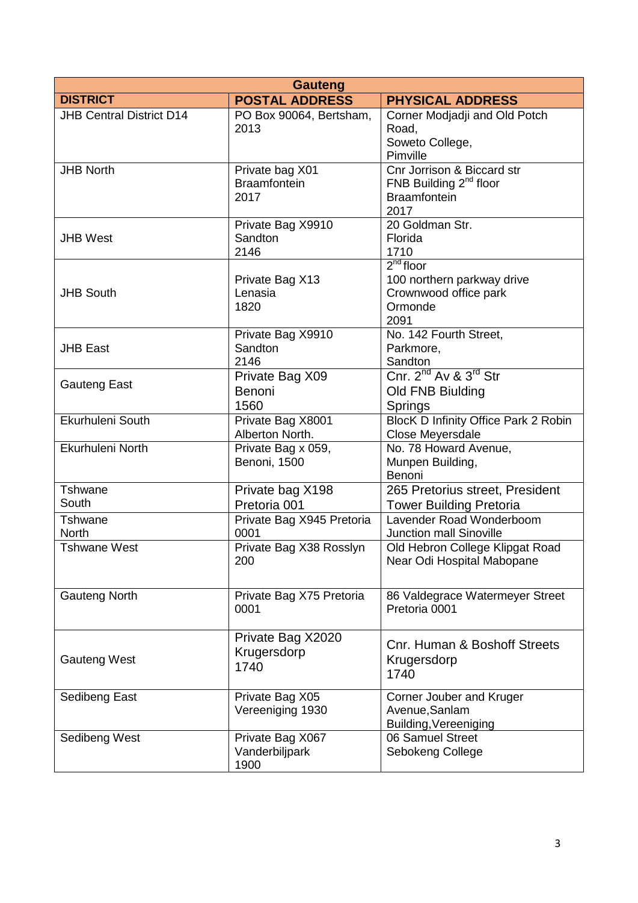| Gauteng | | |
|---|---|---|
| **DISTRICT** | **POSTAL ADDRESS** | **PHYSICAL ADDRESS** |
| JHB Central District D14 | PO Box 90064, Bertsham, 2013 | Corner Modjadji and Old Potch Road, Soweto College, Pimville |
| JHB North | Private bag X01 Braamfontein 2017 | Cnr Jorrison & Biccard str FNB Building 2nd floor Braamfontein 2017 |
| JHB West | Private Bag X9910 Sandton 2146 | 20 Goldman Str. Florida 1710 |
| JHB South | Private Bag X13 Lenasia 1820 | 2nd floor 100 northern parkway drive Crownwood office park Ormonde 2091 |
| JHB East | Private Bag X9910 Sandton 2146 | No. 142 Fourth Street, Parkmore, Sandton |
| Gauteng East | Private Bag X09 Benoni 1560 | Cnr. 2nd Av & 3rd Str Old FNB Biulding Springs |
| Ekurhuleni South | Private Bag X8001 Alberton North. | BlocK D Infinity Office Park 2 Robin Close Meyersdale |
| Ekurhuleni North | Private Bag x 059, Benoni, 1500 | No. 78 Howard Avenue, Munpen Building, Benoni |
| Tshwane South | Private bag X198 Pretoria 001 | 265 Pretorius street, President Tower Building Pretoria |
| Tshwane North | Private Bag X945 Pretoria 0001 | Lavender Road Wonderboom Junction mall Sinoville |
| Tshwane West | Private Bag X38 Rosslyn 200 | Old Hebron College Klipgat Road Near Odi Hospital Mabopane |
| Gauteng North | Private Bag X75 Pretoria 0001 | 86 Valdegrace Watermeyer Street Pretoria 0001 |
| Gauteng West | Private Bag X2020 Krugersdorp 1740 | Cnr. Human & Boshoff Streets Krugersdorp 1740 |
| Sedibeng East | Private Bag X05 Vereeniging 1930 | Corner Jouber and Kruger Avenue,Sanlam Building,Vereeniging |
| Sedibeng West | Private Bag X067 Vanderbiljpark 1900 | 06 Samuel Street Sebokeng College |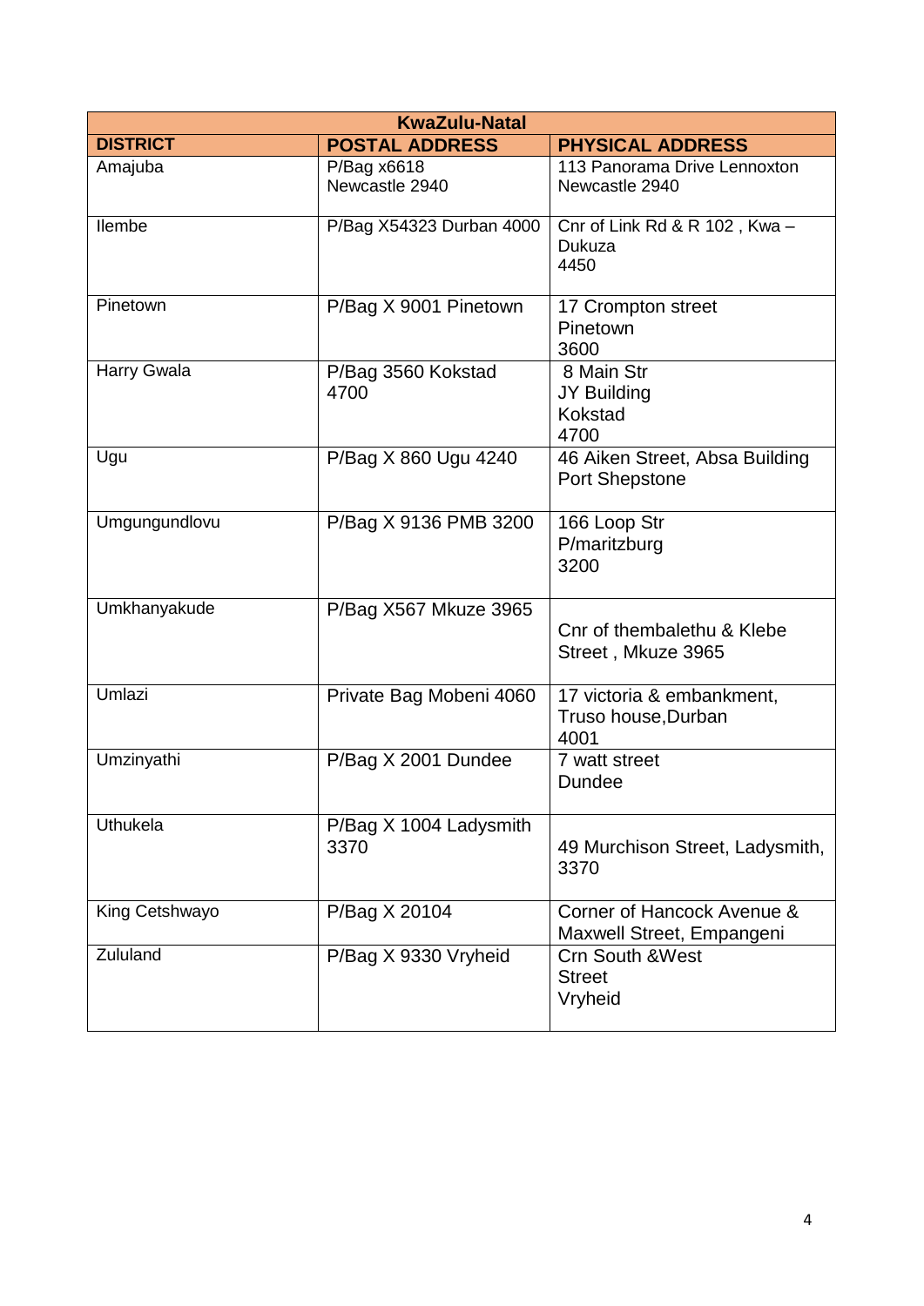| KwaZulu-Natal | | |
|---|---|---|
| **DISTRICT** | **POSTAL ADDRESS** | **PHYSICAL ADDRESS** |
| Amajuba | P/Bag x6618 Newcastle 2940 | 113 Panorama Drive Lennoxton Newcastle 2940 |
| Ilembe | P/Bag X54323 Durban 4000 | Cnr of Link Rd & R 102 , Kwa – Dukuza 4450 |
| Pinetown | P/Bag X 9001 Pinetown | 17 Crompton street Pinetown 3600 |
| Harry Gwala | P/Bag 3560 Kokstad 4700 | 8 Main Str JY Building Kokstad 4700 |
| Ugu | P/Bag X 860 Ugu 4240 | 46 Aiken Street, Absa Building Port Shepstone |
| Umgungundlovu | P/Bag X 9136 PMB 3200 | 166 Loop Str P/maritzburg 3200 |
| Umkhanyakude | P/Bag X567 Mkuze 3965 | Cnr of thembalethu & Klebe Street , Mkuze 3965 |
| Umlazi | Private Bag Mobeni 4060 | 17 victoria & embankment, Truso house,Durban 4001 |
| Umzinyathi | P/Bag X 2001 Dundee | 7 watt street Dundee |
| Uthukela | P/Bag X 1004 Ladysmith 3370 | 49 Murchison Street, Ladysmith, 3370 |
| King Cetshwayo | P/Bag X 20104 | Corner of Hancock Avenue & Maxwell Street, Empangeni |
| Zululand | P/Bag X 9330 Vryheid | Crn South &West Street Vryheid |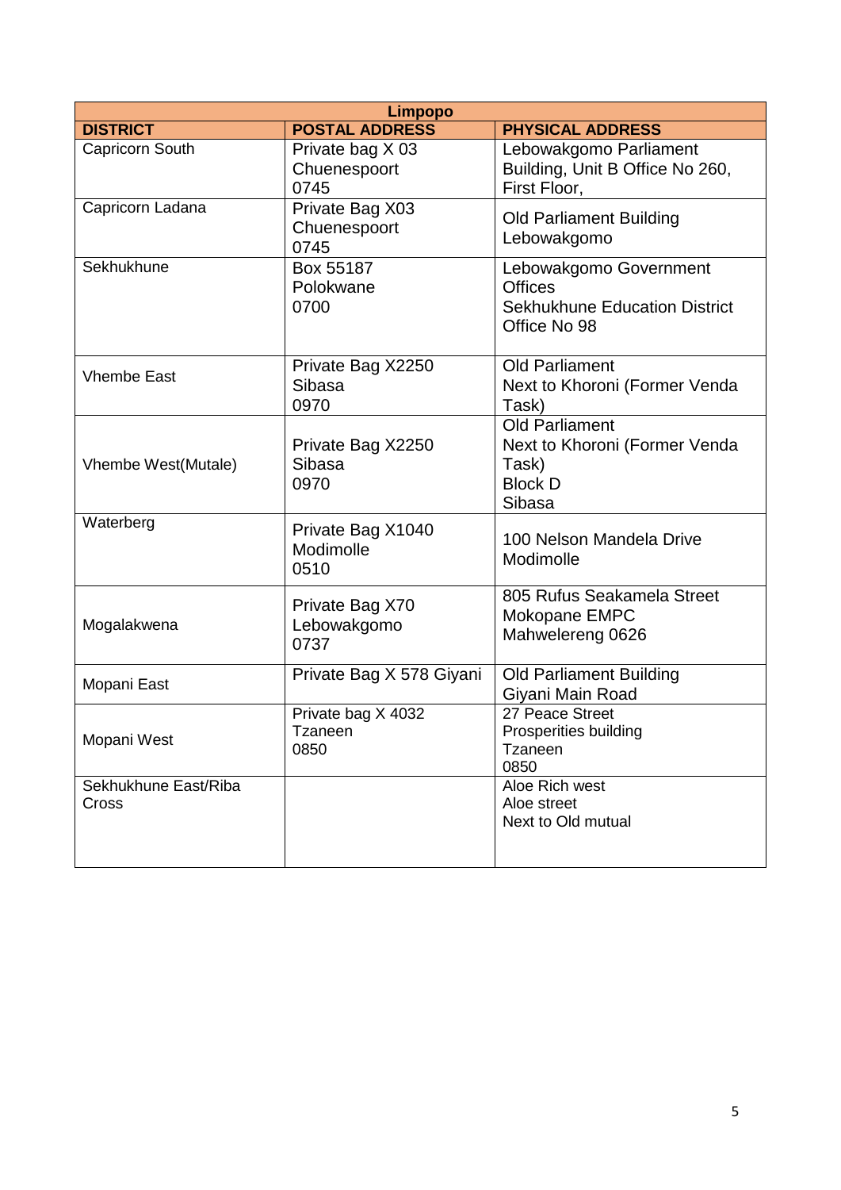| Limpopo | | |
|---|---|---|
| **DISTRICT** | **POSTAL ADDRESS** | **PHYSICAL ADDRESS** |
| Capricorn South | Private bag X 03 Chuenespoort 0745 | Lebowakgomo Parliament Building, Unit B Office No 260, First Floor, |
| Capricorn Ladana | Private Bag X03 Chuenespoort 0745 | Old Parliament Building Lebowakgomo |
| Sekhukhune | Box 55187 Polokwane 0700 | Lebowakgomo Government Offices Sekhukhune Education District Office No 98 |
| Vhembe East | Private Bag X2250 Sibasa 0970 | Old Parliament Next to Khoroni (Former Venda Task) |
| Vhembe West(Mutale) | Private Bag X2250 Sibasa 0970 | Old Parliament Next to Khoroni (Former Venda Task) Block D Sibasa |
| Waterberg | Private Bag X1040 Modimolle 0510 | 100 Nelson Mandela Drive Modimolle |
| Mogalakwena | Private Bag X70 Lebowakgomo 0737 | 805 Rufus Seakamela Street Mokopane EMPC Mahwelereng 0626 |
| Mopani East | Private Bag X 578 Giyani | Old Parliament Building Giyani Main Road |
| Mopani West | Private bag X 4032 Tzaneen 0850 | 27 Peace Street Prosperities building Tzaneen 0850 |
| Sekhukhune East/Riba Cross | | Aloe Rich west Aloe street Next to Old mutual |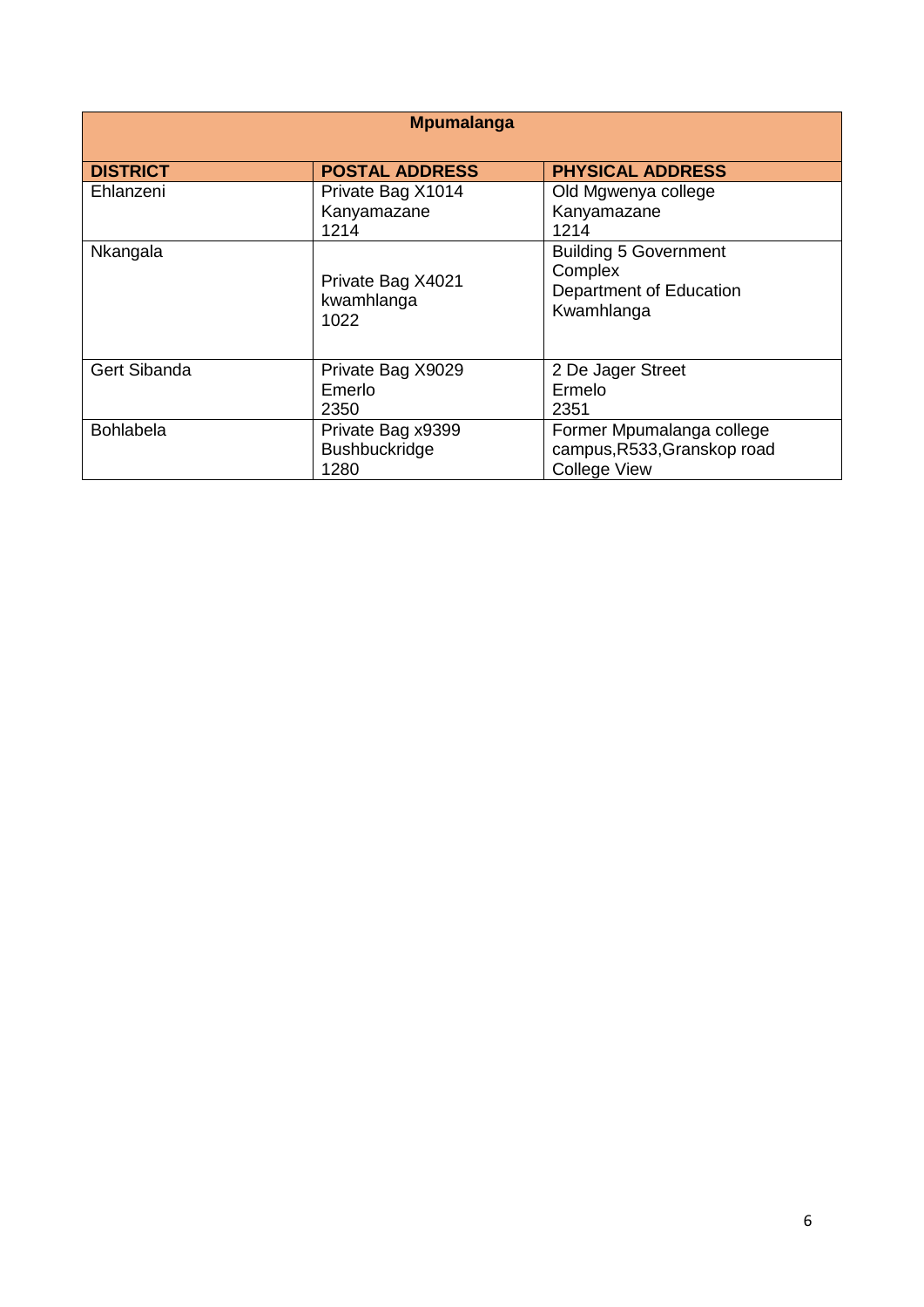| Mpumalanga | | |
|---|---|---|
| **DISTRICT** | **POSTAL ADDRESS** | **PHYSICAL ADDRESS** |
| Ehlanzeni | Private Bag X1014<br>Kanyamazane<br>1214 | Old Mgwenya college<br>Kanyamazane<br>1214 |
| Nkangala | Private Bag X4021<br>kwamhlanga<br>1022 | Building 5 Government Complex<br>Department of Education<br>Kwamhlanga |
| Gert Sibanda | Private Bag X9029<br>Emerlo<br>2350 | 2 De Jager Street<br>Ermelo<br>2351 |
| Bohlabela | Private Bag x9399<br>Bushbuckridge<br>1280 | Former Mpumalanga college campus,R533,Granskop road<br>College View |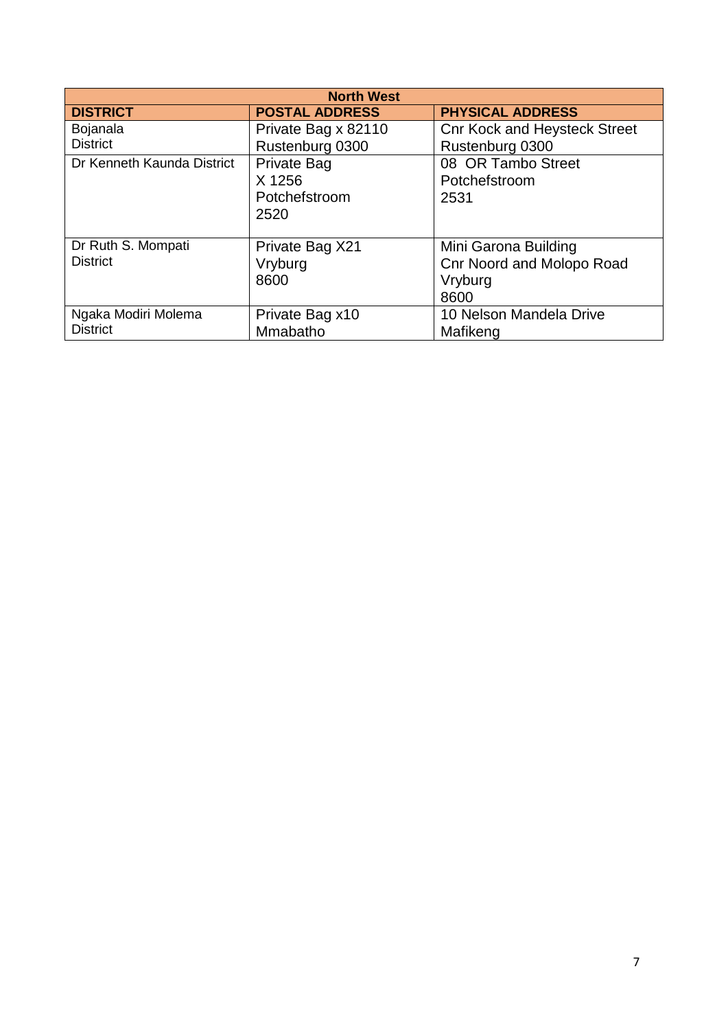| North West | | |
|---|---|---|
| **DISTRICT** | **POSTAL ADDRESS** | **PHYSICAL ADDRESS** |
| Bojanala District | Private Bag x 82110 Rustenburg 0300 | Cnr Kock and Heysteck Street Rustenburg 0300 |
| Dr Kenneth Kaunda District | Private Bag X 1256 Potchefstroom 2520 | 08 OR Tambo Street Potchefstroom 2531 |
| Dr Ruth S. Mompati District | Private Bag X21 Vryburg 8600 | Mini Garona Building Cnr Noord and Molopo Road Vryburg 8600 |
| Ngaka Modiri Molema District | Private Bag x10 Mmabatho | 10 Nelson Mandela Drive Mafikeng |